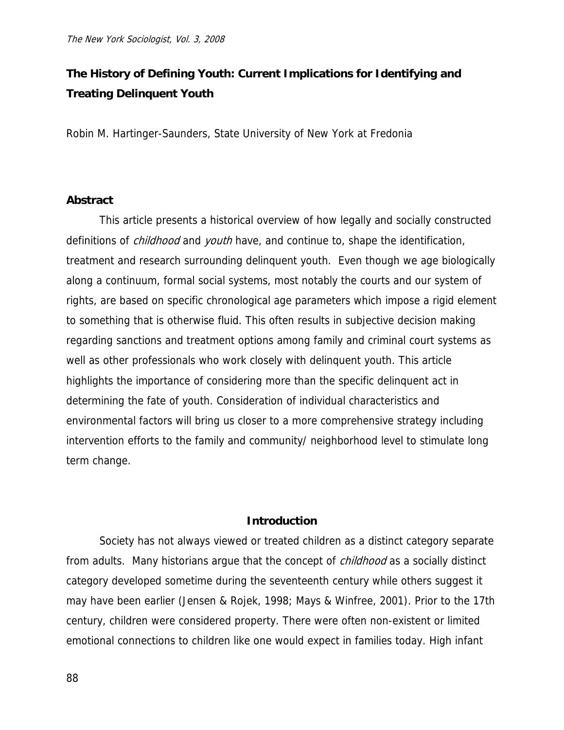# The History of Defining Youth: Current Implications for Identifying and Treating Delinquent Youth

Robin M. Hartinger-Saunders, State University of New York at Fredonia

## Abstract

This article presents a historical overview of how legally and socially constructed definitions of *childhood* and *youth* have, and continue to, shape the identification, treatment and research surrounding delinquent youth. Even though we age biologically along a continuum, formal social systems, most notably the courts and our system of rights, are based on specific chronological age parameters which impose a rigid element to something that is otherwise fluid. This often results in subjective decision making regarding sanctions and treatment options among family and criminal court systems as well as other professionals who work closely with delinquent youth. This article highlights the importance of considering more than the specific delinquent act in determining the fate of youth. Consideration of individual characteristics and environmental factors will bring us closer to a more comprehensive strategy including intervention efforts to the family and community/ neighborhood level to stimulate long term change.

## Introduction

Society has not always viewed or treated children as a distinct category separate from adults. Many historians argue that the concept of *childhood* as a socially distinct category developed sometime during the seventeenth century while others suggest it may have been earlier (Jensen & Rojek, 1998; Mays & Winfree, 2001). Prior to the 17th century, children were considered property. There were often non-existent or limited emotional connections to children like one would expect in families today. High infant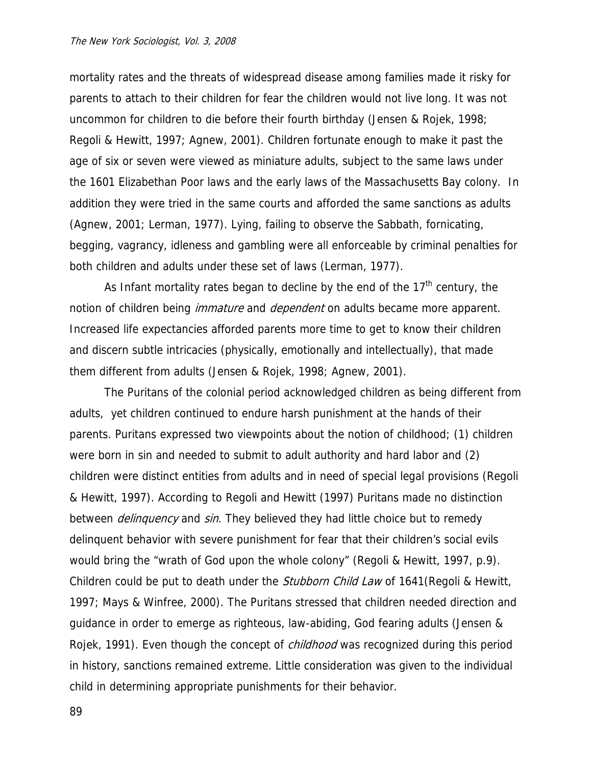mortality rates and the threats of widespread disease among families made it risky for parents to attach to their children for fear the children would not live long. It was not uncommon for children to die before their fourth birthday (Jensen & Rojek, 1998; Regoli & Hewitt, 1997; Agnew, 2001). Children fortunate enough to make it past the age of six or seven were viewed as miniature adults, subject to the same laws under the 1601 Elizabethan Poor laws and the early laws of the Massachusetts Bay colony. In addition they were tried in the same courts and afforded the same sanctions as adults (Agnew, 2001; Lerman, 1977). Lying, failing to observe the Sabbath, fornicating, begging, vagrancy, idleness and gambling were all enforceable by criminal penalties for both children and adults under these set of laws (Lerman, 1977).

As Infant mortality rates began to decline by the end of the 17th century, the notion of children being *immature* and *dependent* on adults became more apparent. Increased life expectancies afforded parents more time to get to know their children and discern subtle intricacies (physically, emotionally and intellectually), that made them different from adults (Jensen & Rojek, 1998; Agnew, 2001).

The Puritans of the colonial period acknowledged children as being different from adults, yet children continued to endure harsh punishment at the hands of their parents. Puritans expressed two viewpoints about the notion of childhood; (1) children were born in sin and needed to submit to adult authority and hard labor and (2) children were distinct entities from adults and in need of special legal provisions (Regoli & Hewitt, 1997). According to Regoli and Hewitt (1997) Puritans made no distinction between *delinquency* and *sin*. They believed they had little choice but to remedy delinquent behavior with severe punishment for fear that their children's social evils would bring the "wrath of God upon the whole colony" (Regoli & Hewitt, 1997, p.9). Children could be put to death under the *Stubborn Child Law* of 1641(Regoli & Hewitt, 1997; Mays & Winfree, 2000). The Puritans stressed that children needed direction and guidance in order to emerge as righteous, law-abiding, God fearing adults (Jensen & Rojek, 1991). Even though the concept of *childhood* was recognized during this period in history, sanctions remained extreme. Little consideration was given to the individual child in determining appropriate punishments for their behavior.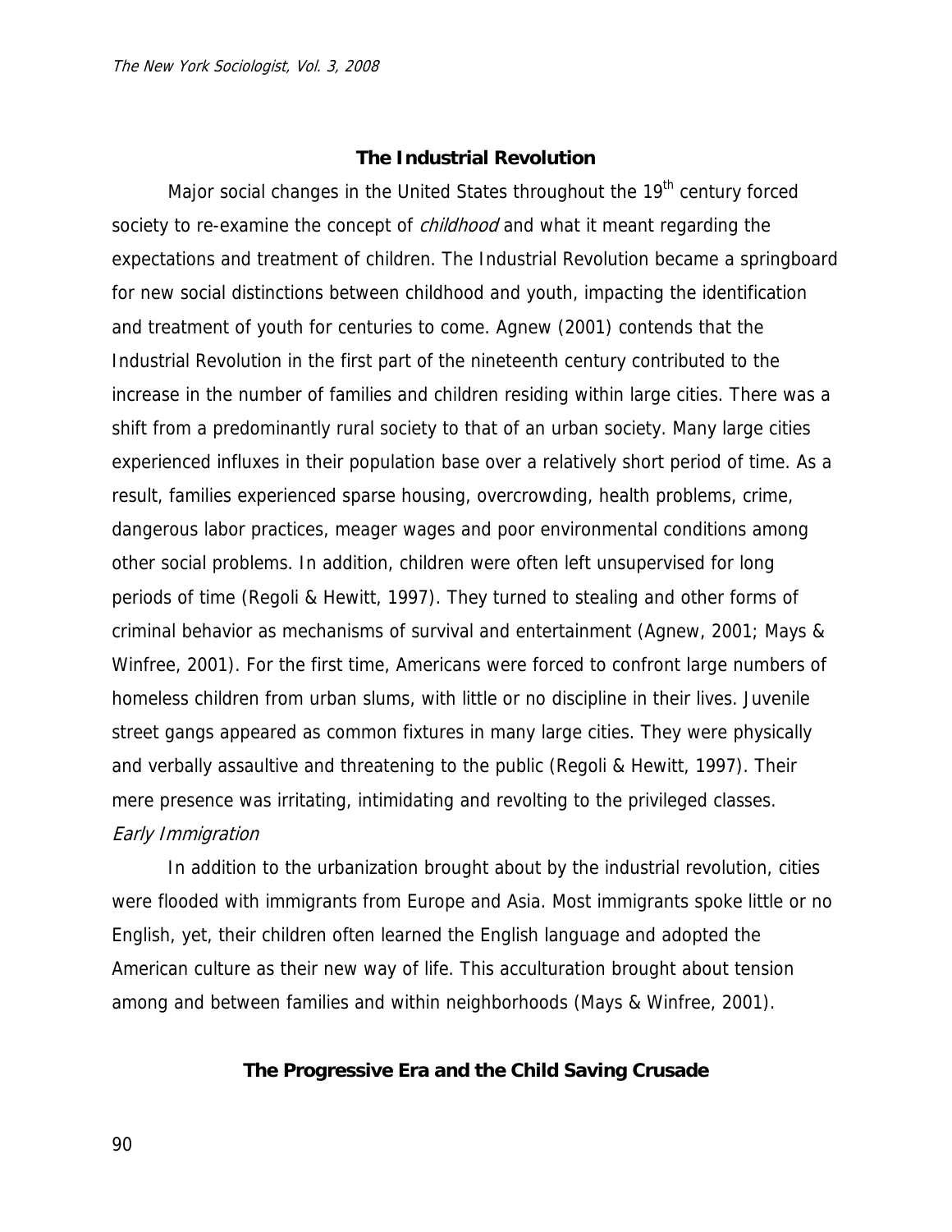## The Industrial Revolution

Major social changes in the United States throughout the 19th century forced society to re-examine the concept of *childhood* and what it meant regarding the expectations and treatment of children. The Industrial Revolution became a springboard for new social distinctions between childhood and youth, impacting the identification and treatment of youth for centuries to come. Agnew (2001) contends that the Industrial Revolution in the first part of the nineteenth century contributed to the increase in the number of families and children residing within large cities. There was a shift from a predominantly rural society to that of an urban society. Many large cities experienced influxes in their population base over a relatively short period of time. As a result, families experienced sparse housing, overcrowding, health problems, crime, dangerous labor practices, meager wages and poor environmental conditions among other social problems. In addition, children were often left unsupervised for long periods of time (Regoli & Hewitt, 1997). They turned to stealing and other forms of criminal behavior as mechanisms of survival and entertainment (Agnew, 2001; Mays & Winfree, 2001). For the first time, Americans were forced to confront large numbers of homeless children from urban slums, with little or no discipline in their lives. Juvenile street gangs appeared as common fixtures in many large cities. They were physically and verbally assaultive and threatening to the public (Regoli & Hewitt, 1997). Their mere presence was irritating, intimidating and revolting to the privileged classes.

### *Early Immigration*

In addition to the urbanization brought about by the industrial revolution, cities were flooded with immigrants from Europe and Asia. Most immigrants spoke little or no English, yet, their children often learned the English language and adopted the American culture as their new way of life. This acculturation brought about tension among and between families and within neighborhoods (Mays & Winfree, 2001).

## The Progressive Era and the Child Saving Crusade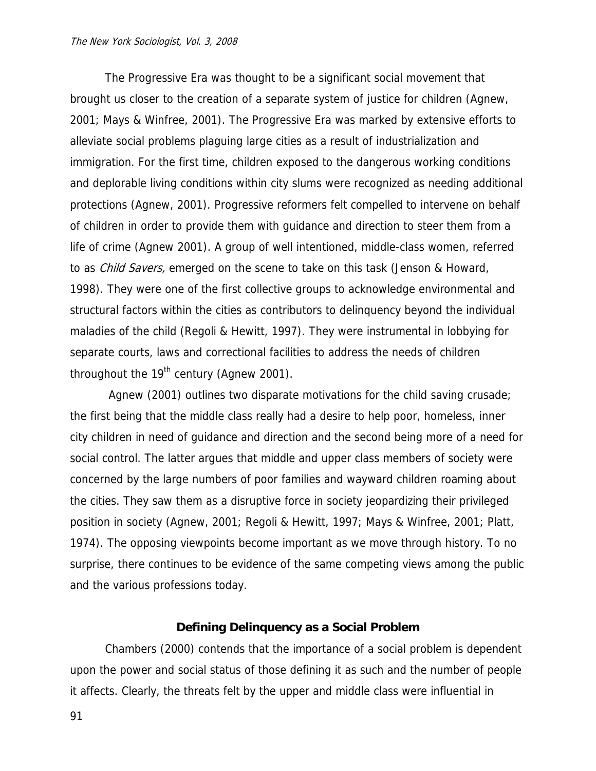The Progressive Era was thought to be a significant social movement that brought us closer to the creation of a separate system of justice for children (Agnew, 2001; Mays & Winfree, 2001). The Progressive Era was marked by extensive efforts to alleviate social problems plaguing large cities as a result of industrialization and immigration. For the first time, children exposed to the dangerous working conditions and deplorable living conditions within city slums were recognized as needing additional protections (Agnew, 2001). Progressive reformers felt compelled to intervene on behalf of children in order to provide them with guidance and direction to steer them from a life of crime (Agnew 2001). A group of well intentioned, middle-class women, referred to as *Child Savers,* emerged on the scene to take on this task (Jenson & Howard, 1998). They were one of the first collective groups to acknowledge environmental and structural factors within the cities as contributors to delinquency beyond the individual maladies of the child (Regoli & Hewitt, 1997). They were instrumental in lobbying for separate courts, laws and correctional facilities to address the needs of children throughout the 19th century (Agnew 2001).

Agnew (2001) outlines two disparate motivations for the child saving crusade; the first being that the middle class really had a desire to help poor, homeless, inner city children in need of guidance and direction and the second being more of a need for social control. The latter argues that middle and upper class members of society were concerned by the large numbers of poor families and wayward children roaming about the cities. They saw them as a disruptive force in society jeopardizing their privileged position in society (Agnew, 2001; Regoli & Hewitt, 1997; Mays & Winfree, 2001; Platt, 1974). The opposing viewpoints become important as we move through history. To no surprise, there continues to be evidence of the same competing views among the public and the various professions today.

## Defining Delinquency as a Social Problem

Chambers (2000) contends that the importance of a social problem is dependent upon the power and social status of those defining it as such and the number of people it affects. Clearly, the threats felt by the upper and middle class were influential in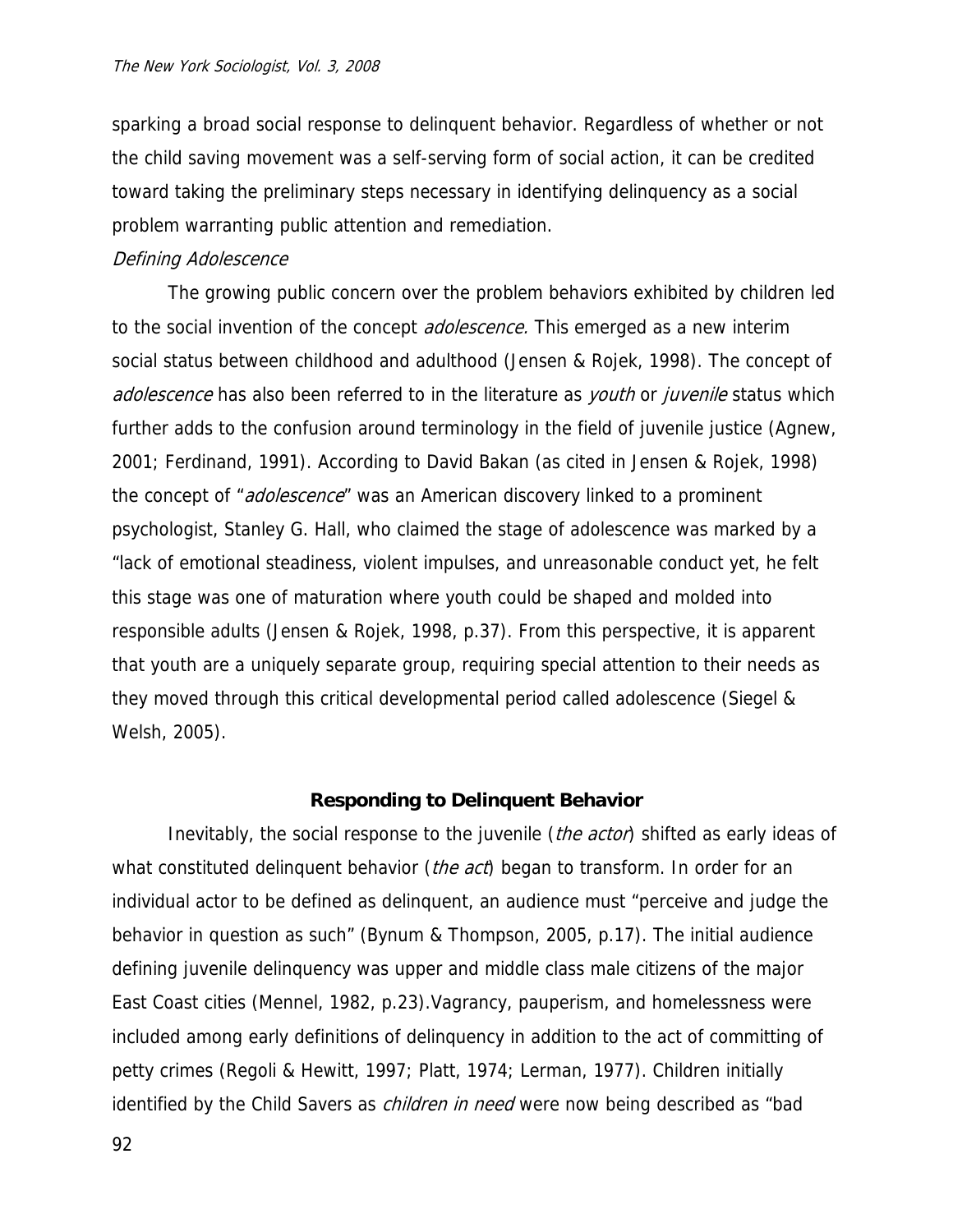sparking a broad social response to delinquent behavior. Regardless of whether or not the child saving movement was a self-serving form of social action, it can be credited toward taking the preliminary steps necessary in identifying delinquency as a social problem warranting public attention and remediation.

### *Defining Adolescence*

The growing public concern over the problem behaviors exhibited by children led to the social invention of the concept *adolescence*. This emerged as a new interim social status between childhood and adulthood (Jensen & Rojek, 1998). The concept of *adolescence* has also been referred to in the literature as *youth* or *juvenile* status which further adds to the confusion around terminology in the field of juvenile justice (Agnew, 2001; Ferdinand, 1991). According to David Bakan (as cited in Jensen & Rojek, 1998) the concept of "*adolescence*" was an American discovery linked to a prominent psychologist, Stanley G. Hall, who claimed the stage of adolescence was marked by a "lack of emotional steadiness, violent impulses, and unreasonable conduct yet, he felt this stage was one of maturation where youth could be shaped and molded into responsible adults (Jensen & Rojek, 1998, p.37). From this perspective, it is apparent that youth are a uniquely separate group, requiring special attention to their needs as they moved through this critical developmental period called adolescence (Siegel & Welsh, 2005).

## **Responding to Delinquent Behavior**

Inevitably, the social response to the juvenile (*the actor*) shifted as early ideas of what constituted delinquent behavior (*the act*) began to transform. In order for an individual actor to be defined as delinquent, an audience must "perceive and judge the behavior in question as such" (Bynum & Thompson, 2005, p.17). The initial audience defining juvenile delinquency was upper and middle class male citizens of the major East Coast cities (Mennel, 1982, p.23).Vagrancy, pauperism, and homelessness were included among early definitions of delinquency in addition to the act of committing of petty crimes (Regoli & Hewitt, 1997; Platt, 1974; Lerman, 1977). Children initially identified by the Child Savers as *children in need* were now being described as "bad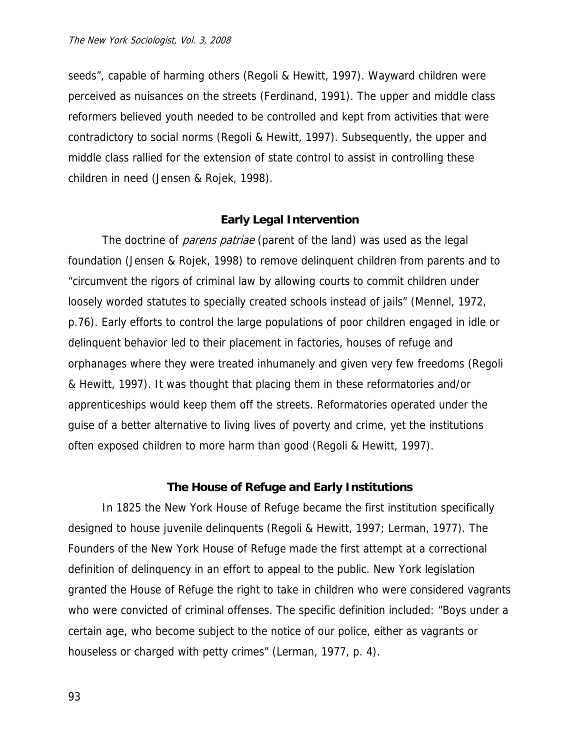seeds", capable of harming others (Regoli & Hewitt, 1997). Wayward children were perceived as nuisances on the streets (Ferdinand, 1991). The upper and middle class reformers believed youth needed to be controlled and kept from activities that were contradictory to social norms (Regoli & Hewitt, 1997). Subsequently, the upper and middle class rallied for the extension of state control to assist in controlling these children in need (Jensen & Rojek, 1998).

## Early Legal Intervention

The doctrine of *parens patriae* (parent of the land) was used as the legal foundation (Jensen & Rojek, 1998) to remove delinquent children from parents and to "circumvent the rigors of criminal law by allowing courts to commit children under loosely worded statutes to specially created schools instead of jails" (Mennel, 1972, p.76). Early efforts to control the large populations of poor children engaged in idle or delinquent behavior led to their placement in factories, houses of refuge and orphanages where they were treated inhumanely and given very few freedoms (Regoli & Hewitt, 1997). It was thought that placing them in these reformatories and/or apprenticeships would keep them off the streets. Reformatories operated under the guise of a better alternative to living lives of poverty and crime, yet the institutions often exposed children to more harm than good (Regoli & Hewitt, 1997).

## The House of Refuge and Early Institutions

In 1825 the New York House of Refuge became the first institution specifically designed to house juvenile delinquents (Regoli & Hewitt, 1997; Lerman, 1977). The Founders of the New York House of Refuge made the first attempt at a correctional definition of delinquency in an effort to appeal to the public. New York legislation granted the House of Refuge the right to take in children who were considered vagrants who were convicted of criminal offenses. The specific definition included: "Boys under a certain age, who become subject to the notice of our police, either as vagrants or houseless or charged with petty crimes" (Lerman, 1977, p. 4).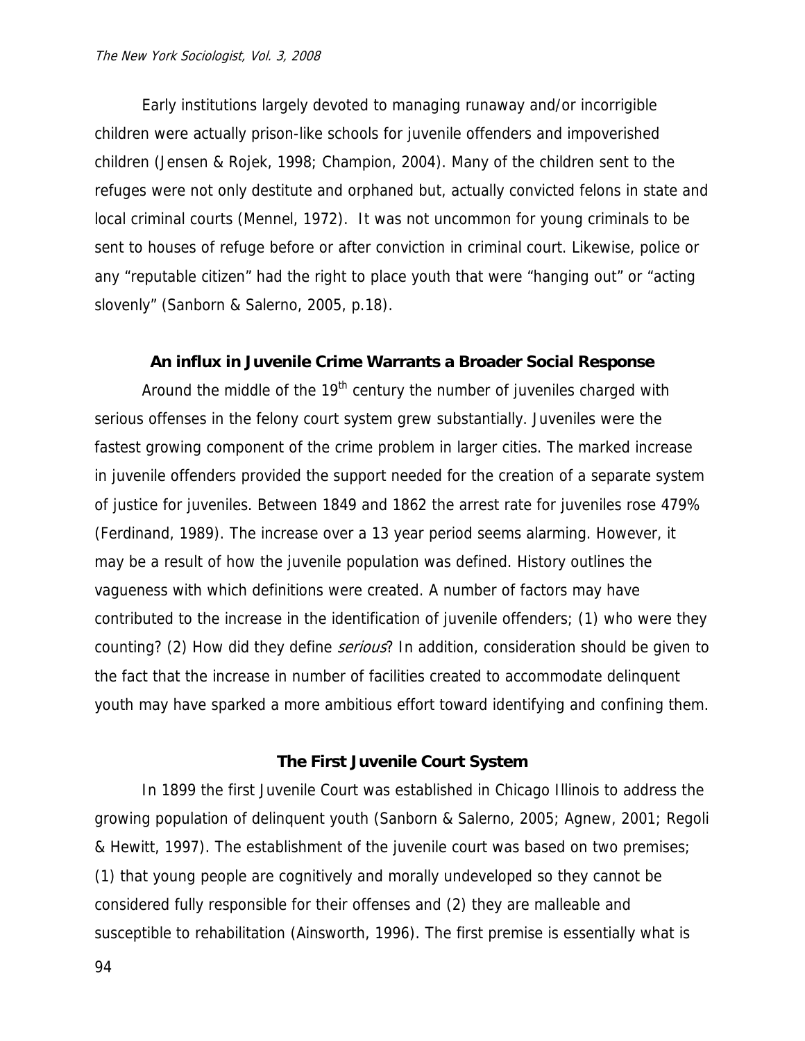Early institutions largely devoted to managing runaway and/or incorrigible children were actually prison-like schools for juvenile offenders and impoverished children (Jensen & Rojek, 1998; Champion, 2004). Many of the children sent to the refuges were not only destitute and orphaned but, actually convicted felons in state and local criminal courts (Mennel, 1972). It was not uncommon for young criminals to be sent to houses of refuge before or after conviction in criminal court. Likewise, police or any "reputable citizen" had the right to place youth that were "hanging out" or "acting slovenly" (Sanborn & Salerno, 2005, p.18).

## An influx in Juvenile Crime Warrants a Broader Social Response

Around the middle of the 19th century the number of juveniles charged with serious offenses in the felony court system grew substantially. Juveniles were the fastest growing component of the crime problem in larger cities. The marked increase in juvenile offenders provided the support needed for the creation of a separate system of justice for juveniles. Between 1849 and 1862 the arrest rate for juveniles rose 479% (Ferdinand, 1989). The increase over a 13 year period seems alarming. However, it may be a result of how the juvenile population was defined. History outlines the vagueness with which definitions were created. A number of factors may have contributed to the increase in the identification of juvenile offenders; (1) who were they counting? (2) How did they define *serious*? In addition, consideration should be given to the fact that the increase in number of facilities created to accommodate delinquent youth may have sparked a more ambitious effort toward identifying and confining them.

## The First Juvenile Court System

In 1899 the first Juvenile Court was established in Chicago Illinois to address the growing population of delinquent youth (Sanborn & Salerno, 2005; Agnew, 2001; Regoli & Hewitt, 1997). The establishment of the juvenile court was based on two premises; (1) that young people are cognitively and morally undeveloped so they cannot be considered fully responsible for their offenses and (2) they are malleable and susceptible to rehabilitation (Ainsworth, 1996). The first premise is essentially what is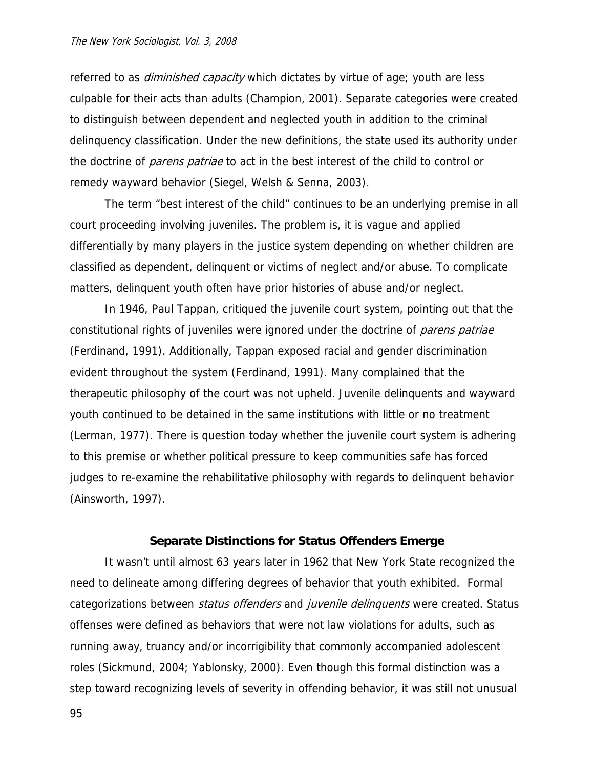referred to as *diminished capacity* which dictates by virtue of age; youth are less culpable for their acts than adults (Champion, 2001). Separate categories were created to distinguish between dependent and neglected youth in addition to the criminal delinquency classification. Under the new definitions, the state used its authority under the doctrine of *parens patriae* to act in the best interest of the child to control or remedy wayward behavior (Siegel, Welsh & Senna, 2003).

The term "best interest of the child" continues to be an underlying premise in all court proceeding involving juveniles. The problem is, it is vague and applied differentially by many players in the justice system depending on whether children are classified as dependent, delinquent or victims of neglect and/or abuse. To complicate matters, delinquent youth often have prior histories of abuse and/or neglect.

In 1946, Paul Tappan, critiqued the juvenile court system, pointing out that the constitutional rights of juveniles were ignored under the doctrine of *parens patriae* (Ferdinand, 1991). Additionally, Tappan exposed racial and gender discrimination evident throughout the system (Ferdinand, 1991). Many complained that the therapeutic philosophy of the court was not upheld. Juvenile delinquents and wayward youth continued to be detained in the same institutions with little or no treatment (Lerman, 1977). There is question today whether the juvenile court system is adhering to this premise or whether political pressure to keep communities safe has forced judges to re-examine the rehabilitative philosophy with regards to delinquent behavior (Ainsworth, 1997).

## Separate Distinctions for Status Offenders Emerge

It wasn't until almost 63 years later in 1962 that New York State recognized the need to delineate among differing degrees of behavior that youth exhibited. Formal categorizations between *status offenders* and *juvenile delinquents* were created. Status offenses were defined as behaviors that were not law violations for adults, such as running away, truancy and/or incorrigibility that commonly accompanied adolescent roles (Sickmund, 2004; Yablonsky, 2000). Even though this formal distinction was a step toward recognizing levels of severity in offending behavior, it was still not unusual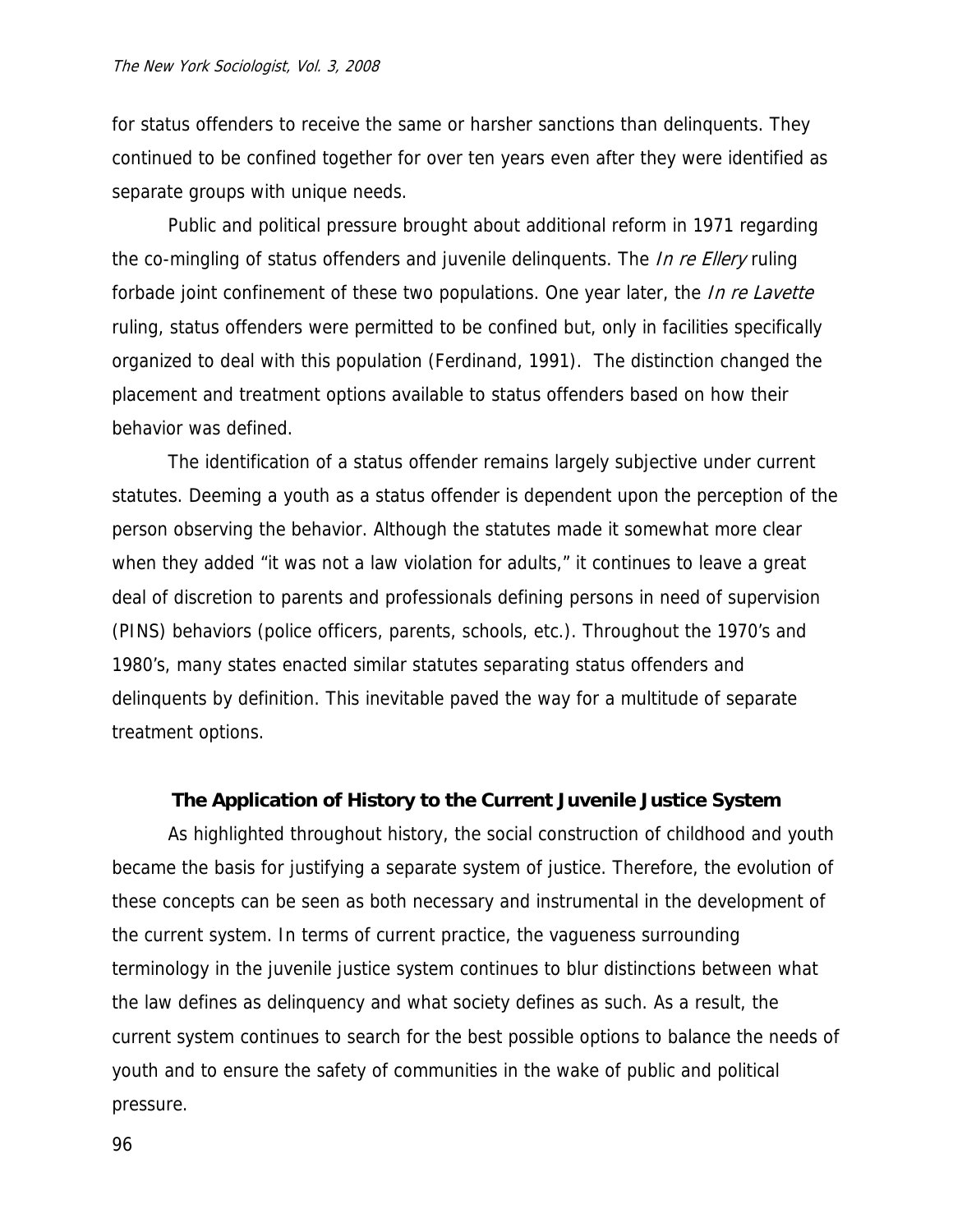for status offenders to receive the same or harsher sanctions than delinquents. They continued to be confined together for over ten years even after they were identified as separate groups with unique needs.

Public and political pressure brought about additional reform in 1971 regarding the co-mingling of status offenders and juvenile delinquents. The *In re Ellery* ruling forbade joint confinement of these two populations. One year later, the *In re Lavette* ruling, status offenders were permitted to be confined but, only in facilities specifically organized to deal with this population (Ferdinand, 1991). The distinction changed the placement and treatment options available to status offenders based on how their behavior was defined.

The identification of a status offender remains largely subjective under current statutes. Deeming a youth as a status offender is dependent upon the perception of the person observing the behavior. Although the statutes made it somewhat more clear when they added "it was not a law violation for adults," it continues to leave a great deal of discretion to parents and professionals defining persons in need of supervision (PINS) behaviors (police officers, parents, schools, etc.). Throughout the 1970's and 1980's, many states enacted similar statutes separating status offenders and delinquents by definition. This inevitable paved the way for a multitude of separate treatment options.

### The Application of History to the Current Juvenile Justice System

As highlighted throughout history, the social construction of childhood and youth became the basis for justifying a separate system of justice. Therefore, the evolution of these concepts can be seen as both necessary and instrumental in the development of the current system. In terms of current practice, the vagueness surrounding terminology in the juvenile justice system continues to blur distinctions between what the law defines as delinquency and what society defines as such. As a result, the current system continues to search for the best possible options to balance the needs of youth and to ensure the safety of communities in the wake of public and political pressure.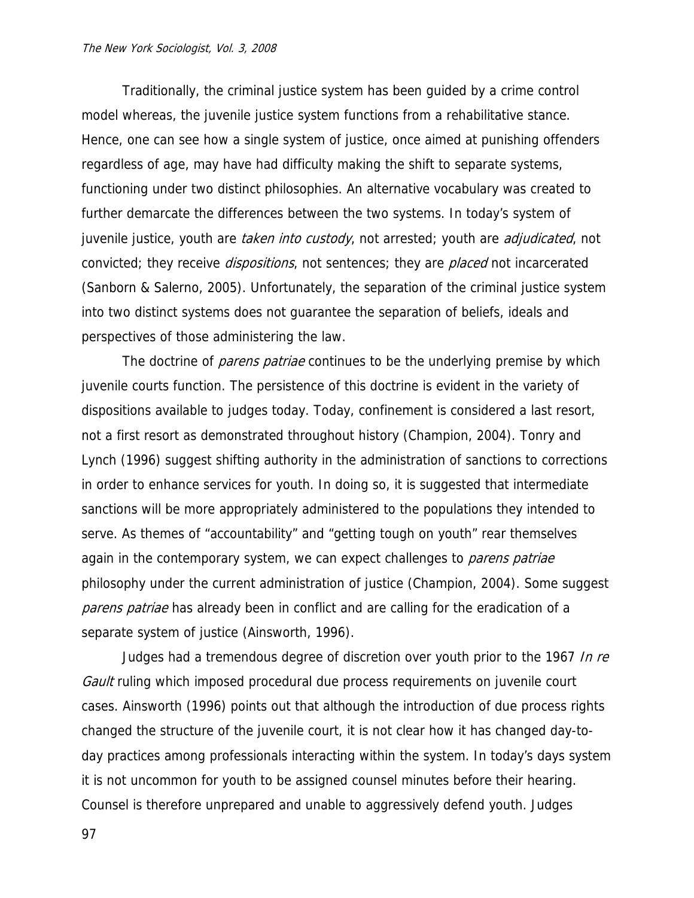Traditionally, the criminal justice system has been guided by a crime control model whereas, the juvenile justice system functions from a rehabilitative stance. Hence, one can see how a single system of justice, once aimed at punishing offenders regardless of age, may have had difficulty making the shift to separate systems, functioning under two distinct philosophies. An alternative vocabulary was created to further demarcate the differences between the two systems. In today's system of juvenile justice, youth are *taken into custody*, not arrested; youth are *adjudicated*, not convicted; they receive *dispositions*, not sentences; they are *placed* not incarcerated (Sanborn & Salerno, 2005). Unfortunately, the separation of the criminal justice system into two distinct systems does not guarantee the separation of beliefs, ideals and perspectives of those administering the law.

The doctrine of *parens patriae* continues to be the underlying premise by which juvenile courts function. The persistence of this doctrine is evident in the variety of dispositions available to judges today. Today, confinement is considered a last resort, not a first resort as demonstrated throughout history (Champion, 2004). Tonry and Lynch (1996) suggest shifting authority in the administration of sanctions to corrections in order to enhance services for youth. In doing so, it is suggested that intermediate sanctions will be more appropriately administered to the populations they intended to serve. As themes of "accountability" and "getting tough on youth" rear themselves again in the contemporary system, we can expect challenges to *parens patriae* philosophy under the current administration of justice (Champion, 2004). Some suggest *parens patriae* has already been in conflict and are calling for the eradication of a separate system of justice (Ainsworth, 1996).

Judges had a tremendous degree of discretion over youth prior to the 1967 *In re Gault* ruling which imposed procedural due process requirements on juvenile court cases. Ainsworth (1996) points out that although the introduction of due process rights changed the structure of the juvenile court, it is not clear how it has changed day-to-day practices among professionals interacting within the system. In today's days system it is not uncommon for youth to be assigned counsel minutes before their hearing. Counsel is therefore unprepared and unable to aggressively defend youth. Judges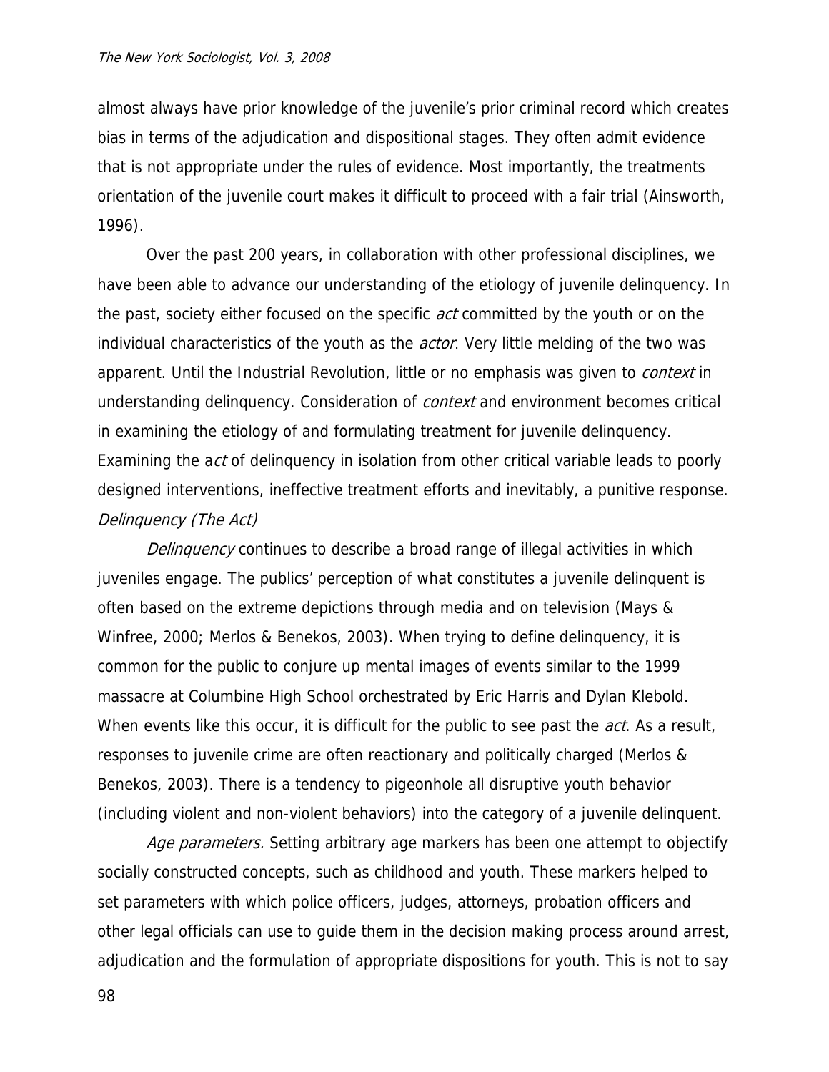almost always have prior knowledge of the juvenile's prior criminal record which creates bias in terms of the adjudication and dispositional stages. They often admit evidence that is not appropriate under the rules of evidence. Most importantly, the treatments orientation of the juvenile court makes it difficult to proceed with a fair trial (Ainsworth, 1996).

Over the past 200 years, in collaboration with other professional disciplines, we have been able to advance our understanding of the etiology of juvenile delinquency. In the past, society either focused on the specific *act* committed by the youth or on the individual characteristics of the youth as the *actor*. Very little melding of the two was apparent. Until the Industrial Revolution, little or no emphasis was given to *context* in understanding delinquency. Consideration of *context* and environment becomes critical in examining the etiology of and formulating treatment for juvenile delinquency. Examining the a*ct* of delinquency in isolation from other critical variable leads to poorly designed interventions, ineffective treatment efforts and inevitably, a punitive response.

*Delinquency (The Act)*

*Delinquency* continues to describe a broad range of illegal activities in which juveniles engage. The publics' perception of what constitutes a juvenile delinquent is often based on the extreme depictions through media and on television (Mays & Winfree, 2000; Merlos & Benekos, 2003). When trying to define delinquency, it is common for the public to conjure up mental images of events similar to the 1999 massacre at Columbine High School orchestrated by Eric Harris and Dylan Klebold. When events like this occur, it is difficult for the public to see past the *act*. As a result, responses to juvenile crime are often reactionary and politically charged (Merlos & Benekos, 2003). There is a tendency to pigeonhole all disruptive youth behavior (including violent and non-violent behaviors) into the category of a juvenile delinquent.

*Age parameters.* Setting arbitrary age markers has been one attempt to objectify socially constructed concepts, such as childhood and youth. These markers helped to set parameters with which police officers, judges, attorneys, probation officers and other legal officials can use to guide them in the decision making process around arrest, adjudication and the formulation of appropriate dispositions for youth. This is not to say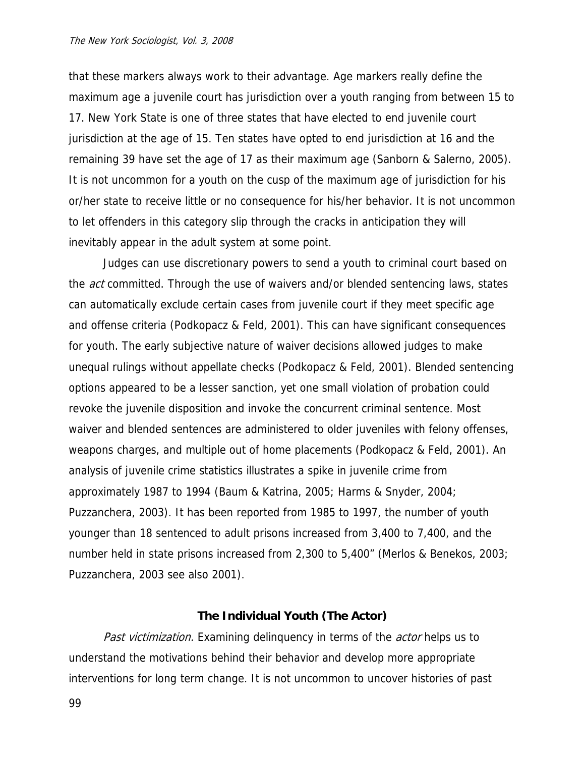that these markers always work to their advantage. Age markers really define the maximum age a juvenile court has jurisdiction over a youth ranging from between 15 to 17. New York State is one of three states that have elected to end juvenile court jurisdiction at the age of 15. Ten states have opted to end jurisdiction at 16 and the remaining 39 have set the age of 17 as their maximum age (Sanborn & Salerno, 2005). It is not uncommon for a youth on the cusp of the maximum age of jurisdiction for his or/her state to receive little or no consequence for his/her behavior. It is not uncommon to let offenders in this category slip through the cracks in anticipation they will inevitably appear in the adult system at some point.

Judges can use discretionary powers to send a youth to criminal court based on the *act* committed. Through the use of waivers and/or blended sentencing laws, states can automatically exclude certain cases from juvenile court if they meet specific age and offense criteria (Podkopacz & Feld, 2001). This can have significant consequences for youth. The early subjective nature of waiver decisions allowed judges to make unequal rulings without appellate checks (Podkopacz & Feld, 2001). Blended sentencing options appeared to be a lesser sanction, yet one small violation of probation could revoke the juvenile disposition and invoke the concurrent criminal sentence. Most waiver and blended sentences are administered to older juveniles with felony offenses, weapons charges, and multiple out of home placements (Podkopacz & Feld, 2001). An analysis of juvenile crime statistics illustrates a spike in juvenile crime from approximately 1987 to 1994 (Baum & Katrina, 2005; Harms & Snyder, 2004; Puzzanchera, 2003). It has been reported from 1985 to 1997, the number of youth younger than 18 sentenced to adult prisons increased from 3,400 to 7,400, and the number held in state prisons increased from 2,300 to 5,400" (Merlos & Benekos, 2003; Puzzanchera, 2003 see also 2001).

### The Individual Youth (The Actor)

*Past victimization.* Examining delinquency in terms of the *actor* helps us to understand the motivations behind their behavior and develop more appropriate interventions for long term change. It is not uncommon to uncover histories of past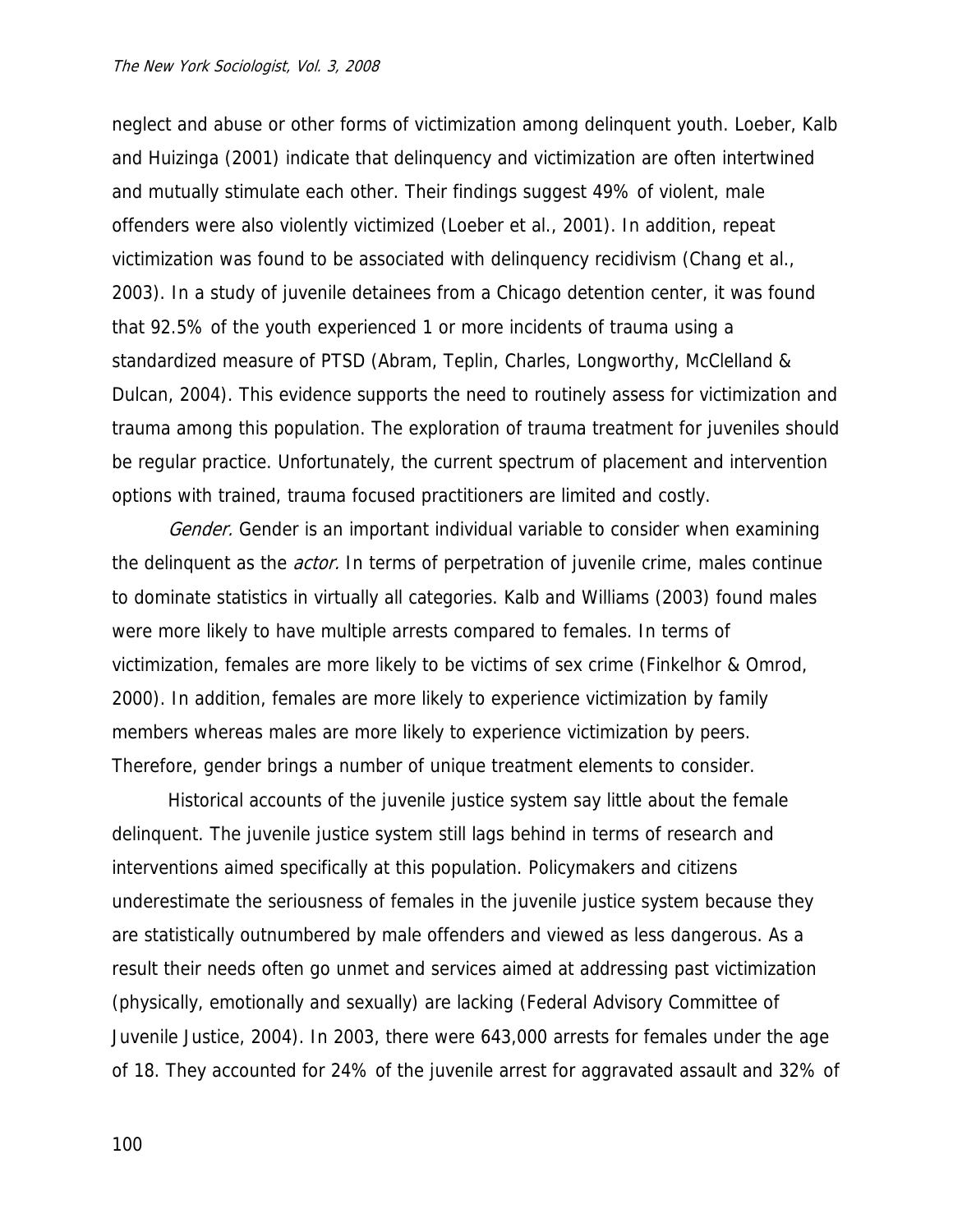neglect and abuse or other forms of victimization among delinquent youth. Loeber, Kalb and Huizinga (2001) indicate that delinquency and victimization are often intertwined and mutually stimulate each other. Their findings suggest 49% of violent, male offenders were also violently victimized (Loeber et al., 2001). In addition, repeat victimization was found to be associated with delinquency recidivism (Chang et al., 2003). In a study of juvenile detainees from a Chicago detention center, it was found that 92.5% of the youth experienced 1 or more incidents of trauma using a standardized measure of PTSD (Abram, Teplin, Charles, Longworthy, McClelland & Dulcan, 2004). This evidence supports the need to routinely assess for victimization and trauma among this population. The exploration of trauma treatment for juveniles should be regular practice. Unfortunately, the current spectrum of placement and intervention options with trained, trauma focused practitioners are limited and costly.

*Gender.* Gender is an important individual variable to consider when examining the delinquent as the *actor.* In terms of perpetration of juvenile crime, males continue to dominate statistics in virtually all categories. Kalb and Williams (2003) found males were more likely to have multiple arrests compared to females. In terms of victimization, females are more likely to be victims of sex crime (Finkelhor & Omrod, 2000). In addition, females are more likely to experience victimization by family members whereas males are more likely to experience victimization by peers. Therefore, gender brings a number of unique treatment elements to consider.

Historical accounts of the juvenile justice system say little about the female delinquent. The juvenile justice system still lags behind in terms of research and interventions aimed specifically at this population. Policymakers and citizens underestimate the seriousness of females in the juvenile justice system because they are statistically outnumbered by male offenders and viewed as less dangerous. As a result their needs often go unmet and services aimed at addressing past victimization (physically, emotionally and sexually) are lacking (Federal Advisory Committee of Juvenile Justice, 2004). In 2003, there were 643,000 arrests for females under the age of 18. They accounted for 24% of the juvenile arrest for aggravated assault and 32% of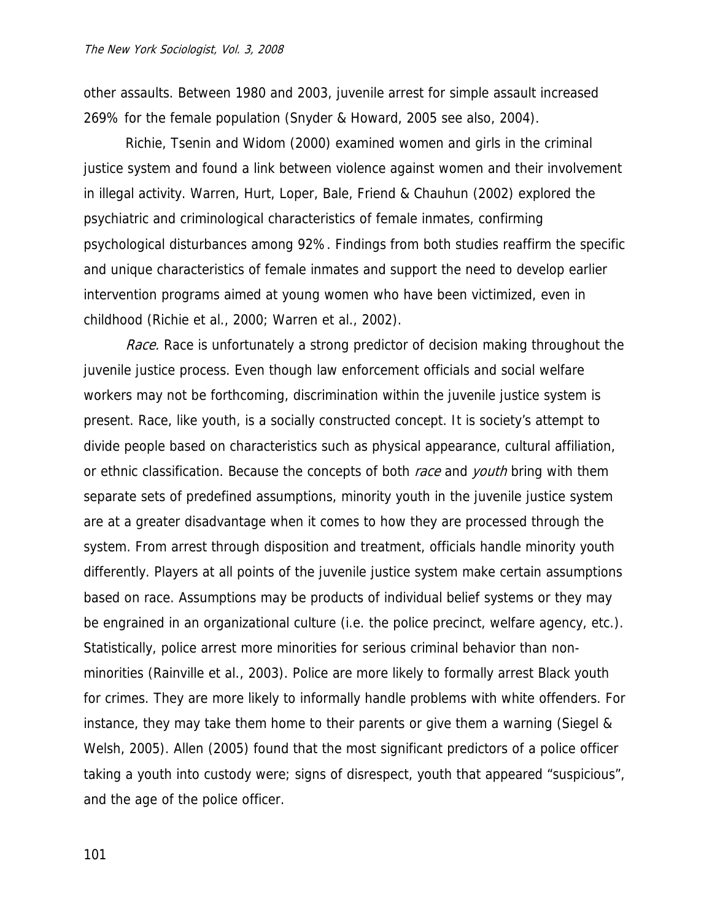other assaults. Between 1980 and 2003, juvenile arrest for simple assault increased 269% for the female population (Snyder & Howard, 2005 see also, 2004).

Richie, Tsenin and Widom (2000) examined women and girls in the criminal justice system and found a link between violence against women and their involvement in illegal activity. Warren, Hurt, Loper, Bale, Friend & Chauhun (2002) explored the psychiatric and criminological characteristics of female inmates, confirming psychological disturbances among 92%. Findings from both studies reaffirm the specific and unique characteristics of female inmates and support the need to develop earlier intervention programs aimed at young women who have been victimized, even in childhood (Richie et al., 2000; Warren et al., 2002).

*Race.* Race is unfortunately a strong predictor of decision making throughout the juvenile justice process. Even though law enforcement officials and social welfare workers may not be forthcoming, discrimination within the juvenile justice system is present. Race, like youth, is a socially constructed concept. It is society's attempt to divide people based on characteristics such as physical appearance, cultural affiliation, or ethnic classification. Because the concepts of both *race* and *youth* bring with them separate sets of predefined assumptions, minority youth in the juvenile justice system are at a greater disadvantage when it comes to how they are processed through the system. From arrest through disposition and treatment, officials handle minority youth differently. Players at all points of the juvenile justice system make certain assumptions based on race. Assumptions may be products of individual belief systems or they may be engrained in an organizational culture (i.e. the police precinct, welfare agency, etc.). Statistically, police arrest more minorities for serious criminal behavior than non-minorities (Rainville et al., 2003). Police are more likely to formally arrest Black youth for crimes. They are more likely to informally handle problems with white offenders. For instance, they may take them home to their parents or give them a warning (Siegel & Welsh, 2005). Allen (2005) found that the most significant predictors of a police officer taking a youth into custody were; signs of disrespect, youth that appeared "suspicious", and the age of the police officer.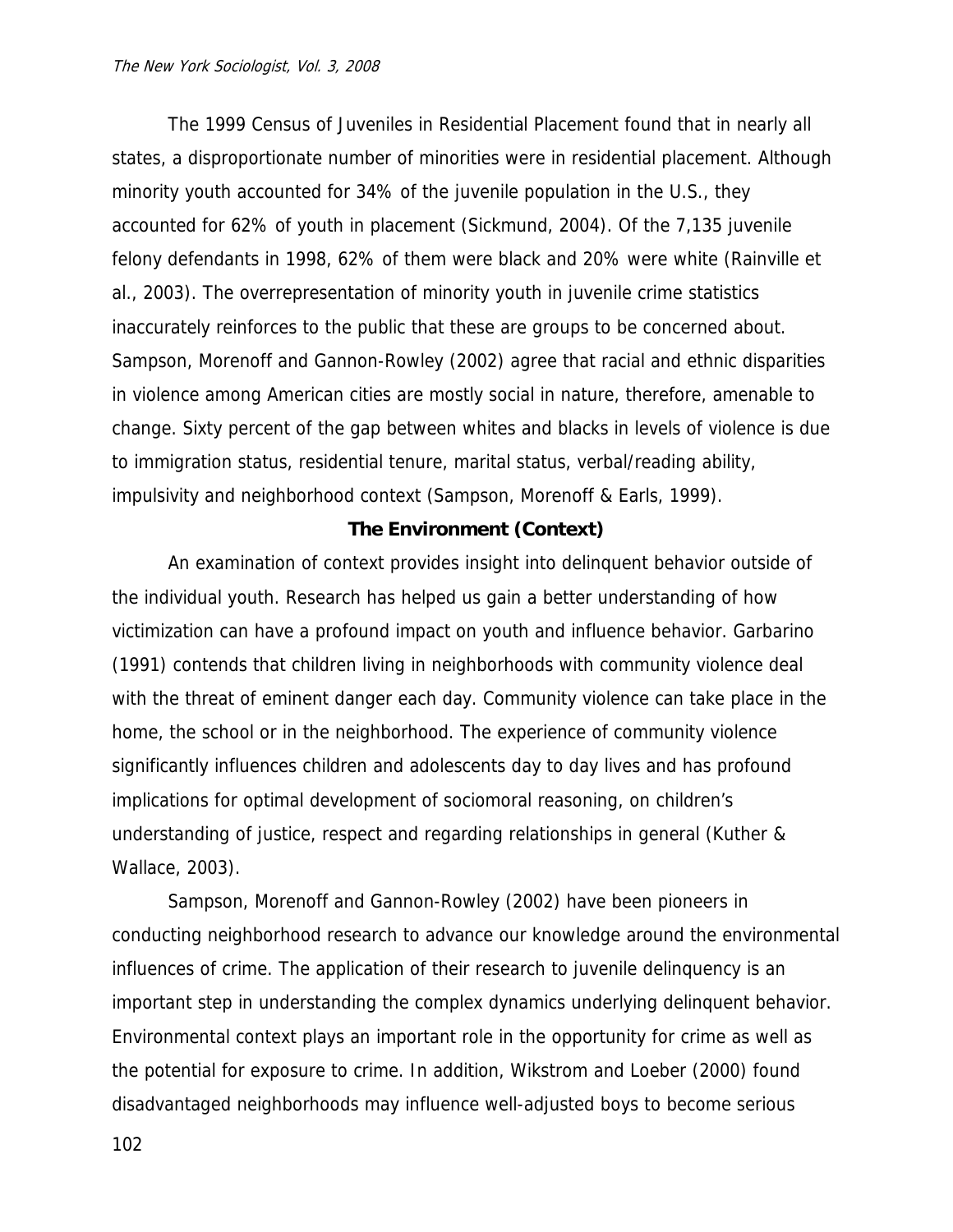The 1999 Census of Juveniles in Residential Placement found that in nearly all states, a disproportionate number of minorities were in residential placement. Although minority youth accounted for 34% of the juvenile population in the U.S., they accounted for 62% of youth in placement (Sickmund, 2004). Of the 7,135 juvenile felony defendants in 1998, 62% of them were black and 20% were white (Rainville et al., 2003). The overrepresentation of minority youth in juvenile crime statistics inaccurately reinforces to the public that these are groups to be concerned about. Sampson, Morenoff and Gannon-Rowley (2002) agree that racial and ethnic disparities in violence among American cities are mostly social in nature, therefore, amenable to change. Sixty percent of the gap between whites and blacks in levels of violence is due to immigration status, residential tenure, marital status, verbal/reading ability, impulsivity and neighborhood context (Sampson, Morenoff & Earls, 1999).

## The Environment (Context)

An examination of context provides insight into delinquent behavior outside of the individual youth. Research has helped us gain a better understanding of how victimization can have a profound impact on youth and influence behavior. Garbarino (1991) contends that children living in neighborhoods with community violence deal with the threat of eminent danger each day. Community violence can take place in the home, the school or in the neighborhood. The experience of community violence significantly influences children and adolescents day to day lives and has profound implications for optimal development of sociomoral reasoning, on children's understanding of justice, respect and regarding relationships in general (Kuther & Wallace, 2003).

Sampson, Morenoff and Gannon-Rowley (2002) have been pioneers in conducting neighborhood research to advance our knowledge around the environmental influences of crime. The application of their research to juvenile delinquency is an important step in understanding the complex dynamics underlying delinquent behavior. Environmental context plays an important role in the opportunity for crime as well as the potential for exposure to crime. In addition, Wikstrom and Loeber (2000) found disadvantaged neighborhoods may influence well-adjusted boys to become serious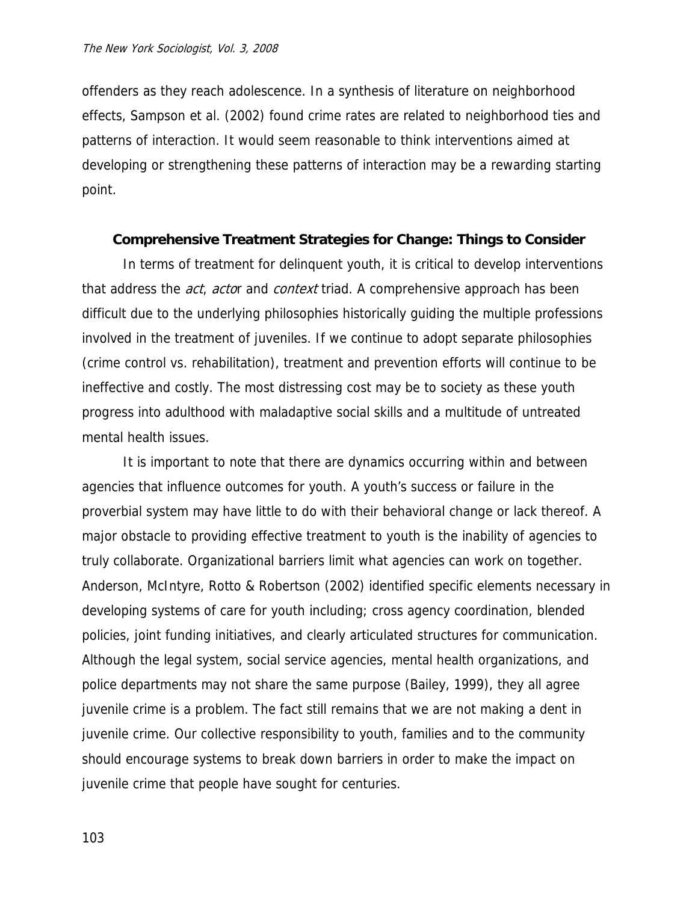offenders as they reach adolescence. In a synthesis of literature on neighborhood effects, Sampson et al. (2002) found crime rates are related to neighborhood ties and patterns of interaction. It would seem reasonable to think interventions aimed at developing or strengthening these patterns of interaction may be a rewarding starting point.

## Comprehensive Treatment Strategies for Change: Things to Consider

In terms of treatment for delinquent youth, it is critical to develop interventions that address the *act*, *acto*r and *context* triad. A comprehensive approach has been difficult due to the underlying philosophies historically guiding the multiple professions involved in the treatment of juveniles. If we continue to adopt separate philosophies (crime control vs. rehabilitation), treatment and prevention efforts will continue to be ineffective and costly. The most distressing cost may be to society as these youth progress into adulthood with maladaptive social skills and a multitude of untreated mental health issues.

It is important to note that there are dynamics occurring within and between agencies that influence outcomes for youth. A youth's success or failure in the proverbial system may have little to do with their behavioral change or lack thereof. A major obstacle to providing effective treatment to youth is the inability of agencies to truly collaborate. Organizational barriers limit what agencies can work on together. Anderson, McIntyre, Rotto & Robertson (2002) identified specific elements necessary in developing systems of care for youth including; cross agency coordination, blended policies, joint funding initiatives, and clearly articulated structures for communication. Although the legal system, social service agencies, mental health organizations, and police departments may not share the same purpose (Bailey, 1999), they all agree juvenile crime is a problem. The fact still remains that we are not making a dent in juvenile crime. Our collective responsibility to youth, families and to the community should encourage systems to break down barriers in order to make the impact on juvenile crime that people have sought for centuries.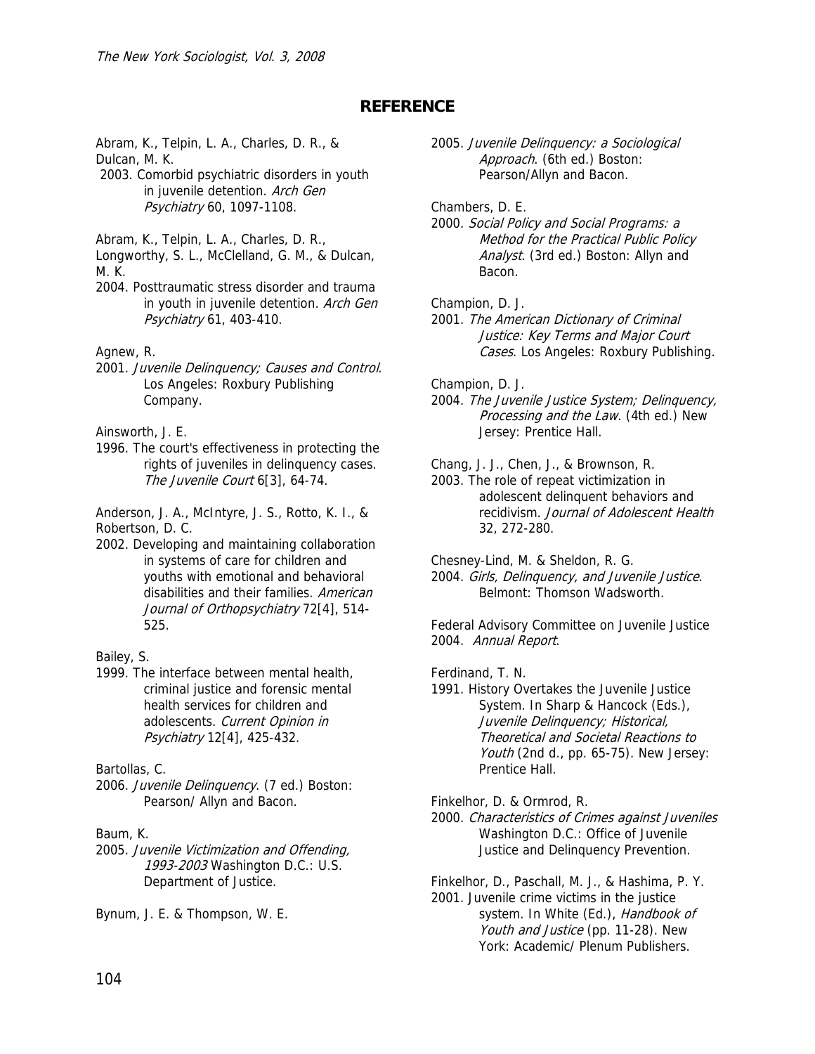## REFERENCE

Abram, K., Telpin, L. A., Charles, D. R., & Dulcan, M. K.
2003. Comorbid psychiatric disorders in youth in juvenile detention. *Arch Gen Psychiatry* 60, 1097-1108.

Abram, K., Telpin, L. A., Charles, D. R., Longworthy, S. L., McClelland, G. M., & Dulcan, M. K.
2004. Posttraumatic stress disorder and trauma in youth in juvenile detention. *Arch Gen Psychiatry* 61, 403-410.

Agnew, R.
2001. *Juvenile Delinquency; Causes and Control*. Los Angeles: Roxbury Publishing Company.

Ainsworth, J. E.
1996. The court's effectiveness in protecting the rights of juveniles in delinquency cases. *The Juvenile Court* 6[3], 64-74.

Anderson, J. A., McIntyre, J. S., Rotto, K. I., & Robertson, D. C.
2002. Developing and maintaining collaboration in systems of care for children and youths with emotional and behavioral disabilities and their families. *American Journal of Orthopsychiatry* 72[4], 514-525.

Bailey, S.
1999. The interface between mental health, criminal justice and forensic mental health services for children and adolescents. *Current Opinion in Psychiatry* 12[4], 425-432.

Bartollas, C.
2006. *Juvenile Delinquency*. (7 ed.) Boston: Pearson/ Allyn and Bacon.

Baum, K.
2005. *Juvenile Victimization and Offending, 1993-2003* Washington D.C.: U.S. Department of Justice.

Bynum, J. E. & Thompson, W. E.
2005. *Juvenile Delinquency: a Sociological Approach*. (6th ed.) Boston: Pearson/Allyn and Bacon.

Chambers, D. E.
2000. *Social Policy and Social Programs: a Method for the Practical Public Policy Analyst*. (3rd ed.) Boston: Allyn and Bacon.

Champion, D. J.
2001. *The American Dictionary of Criminal Justice: Key Terms and Major Court Cases*. Los Angeles: Roxbury Publishing.

Champion, D. J.
2004. *The Juvenile Justice System; Delinquency, Processing and the Law*. (4th ed.) New Jersey: Prentice Hall.

Chang, J. J., Chen, J., & Brownson, R.
2003. The role of repeat victimization in adolescent delinquent behaviors and recidivism. *Journal of Adolescent Health* 32, 272-280.

Chesney-Lind, M. & Sheldon, R. G.
2004. *Girls, Delinquency, and Juvenile Justice*. Belmont: Thomson Wadsworth.

Federal Advisory Committee on Juvenile Justice
2004. *Annual Report*.

Ferdinand, T. N.
1991. History Overtakes the Juvenile Justice System. In Sharp & Hancock (Eds.), *Juvenile Delinquency; Historical, Theoretical and Societal Reactions to Youth* (2nd d., pp. 65-75). New Jersey: Prentice Hall.

Finkelhor, D. & Ormrod, R.
2000. *Characteristics of Crimes against Juveniles* Washington D.C.: Office of Juvenile Justice and Delinquency Prevention.

Finkelhor, D., Paschall, M. J., & Hashima, P. Y.
2001. Juvenile crime victims in the justice system. In White (Ed.), *Handbook of Youth and Justice* (pp. 11-28). New York: Academic/ Plenum Publishers.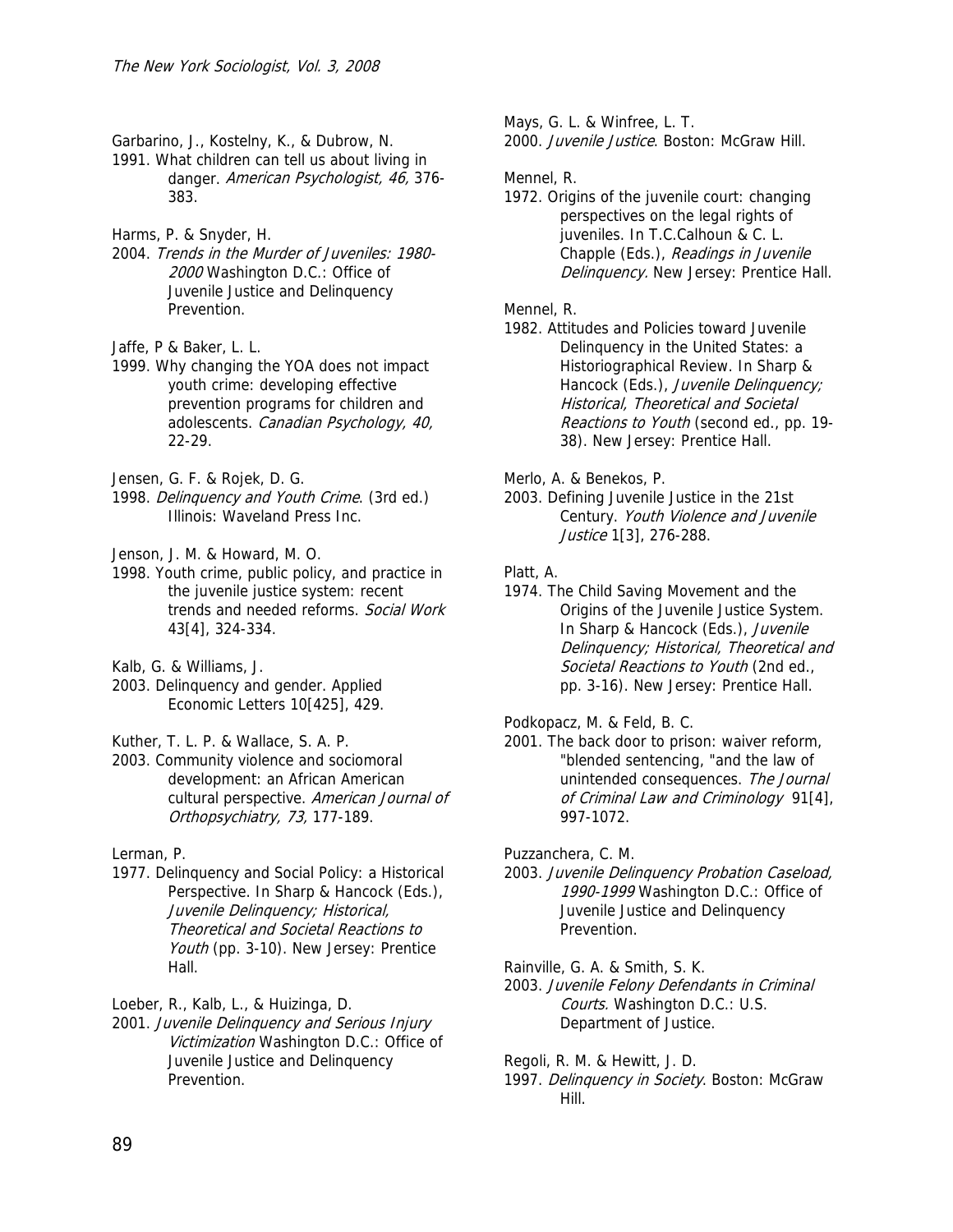Garbarino, J., Kostelny, K., & Dubrow, N.
1991. What children can tell us about living in danger. *American Psychologist, 46,* 376-383.

Harms, P. & Snyder, H.
2004. *Trends in the Murder of Juveniles: 1980-2000* Washington D.C.: Office of Juvenile Justice and Delinquency Prevention.

Jaffe, P & Baker, L. L.
1999. Why changing the YOA does not impact youth crime: developing effective prevention programs for children and adolescents. *Canadian Psychology, 40,* 22-29.

Jensen, G. F. & Rojek, D. G.
1998. *Delinquency and Youth Crime*. (3rd ed.) Illinois: Waveland Press Inc.

Jenson, J. M. & Howard, M. O.
1998. Youth crime, public policy, and practice in the juvenile justice system: recent trends and needed reforms. *Social Work* 43[4], 324-334.

Kalb, G. & Williams, J.
2003. Delinquency and gender. Applied Economic Letters 10[425], 429.

Kuther, T. L. P. & Wallace, S. A. P.
2003. Community violence and sociomoral development: an African American cultural perspective. *American Journal of Orthopsychiatry, 73,* 177-189.

Lerman, P.
1977. Delinquency and Social Policy: a Historical Perspective. In Sharp & Hancock (Eds.), *Juvenile Delinquency; Historical, Theoretical and Societal Reactions to Youth* (pp. 3-10). New Jersey: Prentice Hall.

Loeber, R., Kalb, L., & Huizinga, D.
2001. *Juvenile Delinquency and Serious Injury Victimization* Washington D.C.: Office of Juvenile Justice and Delinquency Prevention.

Mays, G. L. & Winfree, L. T.
2000. *Juvenile Justice*. Boston: McGraw Hill.

Mennel, R.
1972. Origins of the juvenile court: changing perspectives on the legal rights of juveniles. In T.C.Calhoun & C. L. Chapple (Eds.), *Readings in Juvenile Delinquency.* New Jersey: Prentice Hall.

Mennel, R.
1982. Attitudes and Policies toward Juvenile Delinquency in the United States: a Historiographical Review. In Sharp & Hancock (Eds.), *Juvenile Delinquency; Historical, Theoretical and Societal Reactions to Youth* (second ed., pp. 19-38). New Jersey: Prentice Hall.

Merlo, A. & Benekos, P.
2003. Defining Juvenile Justice in the 21st Century. *Youth Violence and Juvenile Justice* 1[3], 276-288.

Platt, A.
1974. The Child Saving Movement and the Origins of the Juvenile Justice System. In Sharp & Hancock (Eds.), *Juvenile Delinquency; Historical, Theoretical and Societal Reactions to Youth* (2nd ed., pp. 3-16). New Jersey: Prentice Hall.

Podkopacz, M. & Feld, B. C.
2001. The back door to prison: waiver reform, "blended sentencing, "and the law of unintended consequences. *The Journal of Criminal Law and Criminology* 91[4], 997-1072.

Puzzanchera, C. M.
2003. *Juvenile Delinquency Probation Caseload, 1990-1999* Washington D.C.: Office of Juvenile Justice and Delinquency Prevention.

Rainville, G. A. & Smith, S. K.
2003. *Juvenile Felony Defendants in Criminal Courts.* Washington D.C.: U.S. Department of Justice.

Regoli, R. M. & Hewitt, J. D.
1997. *Delinquency in Society*. Boston: McGraw Hill.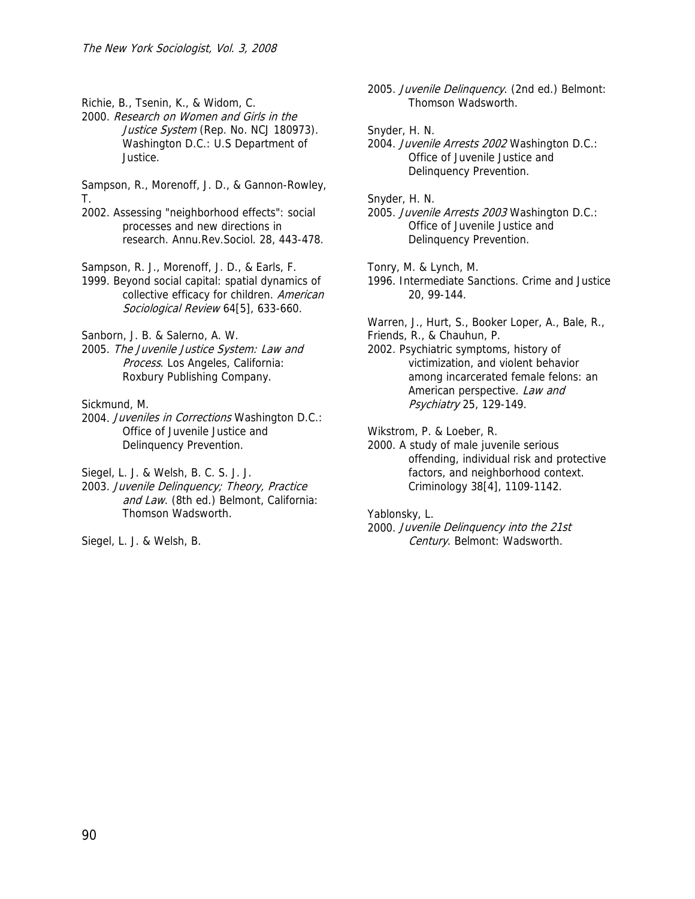Richie, B., Tsenin, K., & Widom, C.
2000. *Research on Women and Girls in the Justice System* (Rep. No. NCJ 180973). Washington D.C.: U.S Department of Justice.

Sampson, R., Morenoff, J. D., & Gannon-Rowley, T.
2002. Assessing "neighborhood effects": social processes and new directions in research. Annu.Rev.Sociol. 28, 443-478.

Sampson, R. J., Morenoff, J. D., & Earls, F.
1999. Beyond social capital: spatial dynamics of collective efficacy for children. *American Sociological Review* 64[5], 633-660.

Sanborn, J. B. & Salerno, A. W.
2005. *The Juvenile Justice System: Law and Process*. Los Angeles, California: Roxbury Publishing Company.

Sickmund, M.
2004. *Juveniles in Corrections* Washington D.C.: Office of Juvenile Justice and Delinquency Prevention.

Siegel, L. J. & Welsh, B. C. S. J. J.
2003. *Juvenile Delinquency; Theory, Practice and Law*. (8th ed.) Belmont, California: Thomson Wadsworth.

Siegel, L. J. & Welsh, B.
2005. *Juvenile Delinquency*. (2nd ed.) Belmont: Thomson Wadsworth.

Snyder, H. N.
2004. *Juvenile Arrests 2002* Washington D.C.: Office of Juvenile Justice and Delinquency Prevention.

Snyder, H. N.
2005. *Juvenile Arrests 2003* Washington D.C.: Office of Juvenile Justice and Delinquency Prevention.

Tonry, M. & Lynch, M.
1996. Intermediate Sanctions. Crime and Justice 20, 99-144.

Warren, J., Hurt, S., Booker Loper, A., Bale, R., Friends, R., & Chauhun, P.
2002. Psychiatric symptoms, history of victimization, and violent behavior among incarcerated female felons: an American perspective. *Law and Psychiatry* 25, 129-149.

Wikstrom, P. & Loeber, R.
2000. A study of male juvenile serious offending, individual risk and protective factors, and neighborhood context. Criminology 38[4], 1109-1142.

Yablonsky, L.
2000. *Juvenile Delinquency into the 21st Century*. Belmont: Wadsworth.